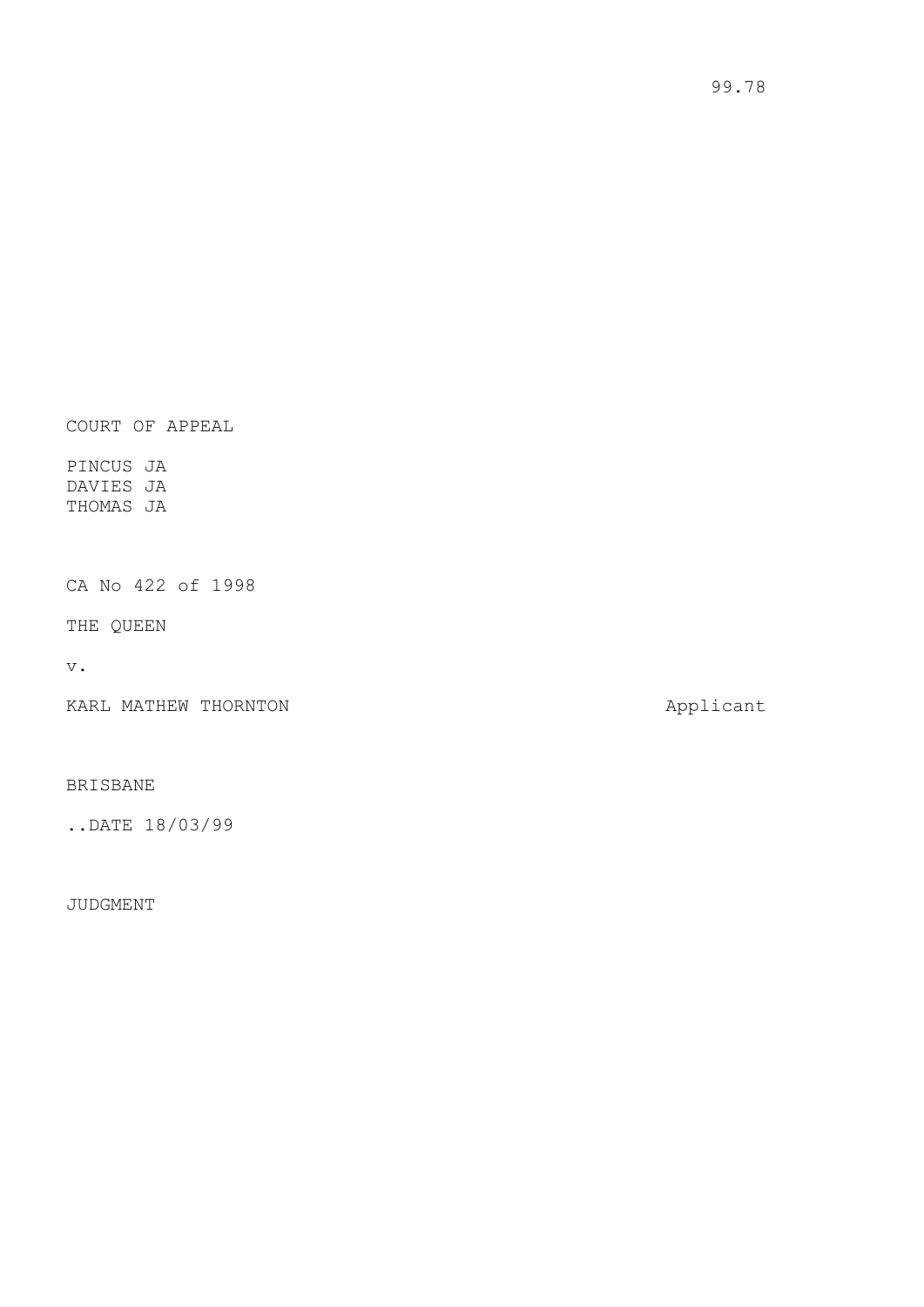99.78

COURT OF APPEAL

PINCUS JA
DAVIES JA
THOMAS JA

CA No 422 of 1998

THE QUEEN

v.

KARL MATHEW THORNTON Applicant

BRISBANE

..DATE 18/03/99

JUDGMENT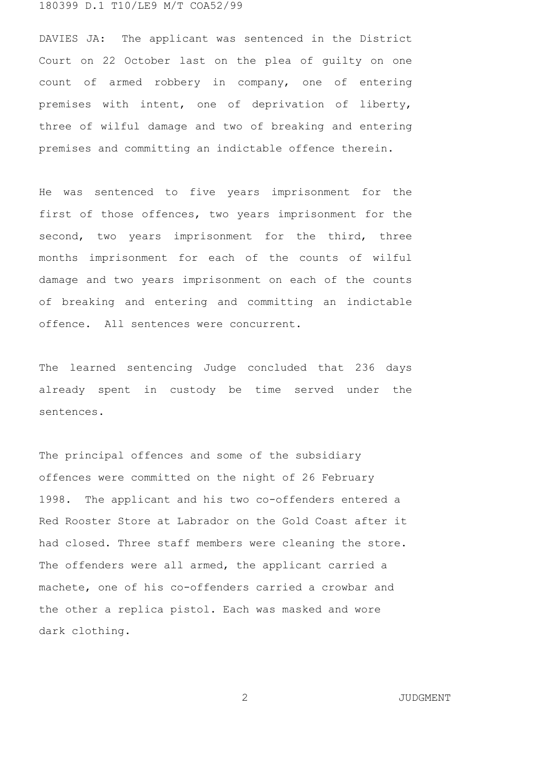DAVIES JA: The applicant was sentenced in the District Court on 22 October last on the plea of guilty on one count of armed robbery in company, one of entering premises with intent, one of deprivation of liberty, three of wilful damage and two of breaking and entering premises and committing an indictable offence therein.

He was sentenced to five years imprisonment for the first of those offences, two years imprisonment for the second, two years imprisonment for the third, three months imprisonment for each of the counts of wilful damage and two years imprisonment on each of the counts of breaking and entering and committing an indictable offence. All sentences were concurrent.

The learned sentencing Judge concluded that 236 days already spent in custody be time served under the sentences.

The principal offences and some of the subsidiary offences were committed on the night of 26 February 1998. The applicant and his two co-offenders entered a Red Rooster Store at Labrador on the Gold Coast after it had closed. Three staff members were cleaning the store. The offenders were all armed, the applicant carried a machete, one of his co-offenders carried a crowbar and the other a replica pistol. Each was masked and wore dark clothing.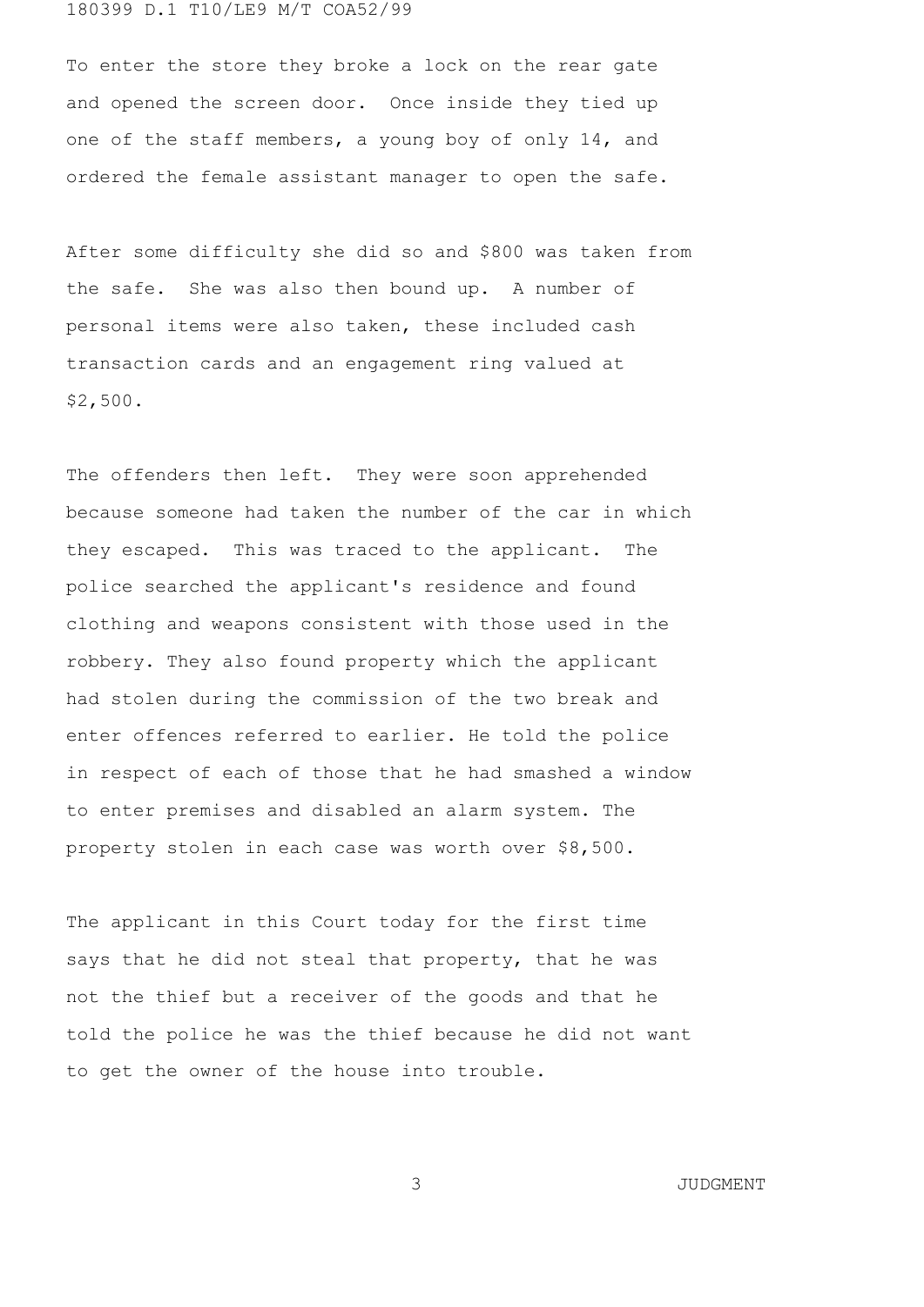To enter the store they broke a lock on the rear gate and opened the screen door. Once inside they tied up one of the staff members, a young boy of only 14, and ordered the female assistant manager to open the safe.

After some difficulty she did so and $800 was taken from the safe. She was also then bound up. A number of personal items were also taken, these included cash transaction cards and an engagement ring valued at $2,500.

The offenders then left. They were soon apprehended because someone had taken the number of the car in which they escaped. This was traced to the applicant. The police searched the applicant's residence and found clothing and weapons consistent with those used in the robbery. They also found property which the applicant had stolen during the commission of the two break and enter offences referred to earlier. He told the police in respect of each of those that he had smashed a window to enter premises and disabled an alarm system. The property stolen in each case was worth over $8,500.

The applicant in this Court today for the first time says that he did not steal that property, that he was not the thief but a receiver of the goods and that he told the police he was the thief because he did not want to get the owner of the house into trouble.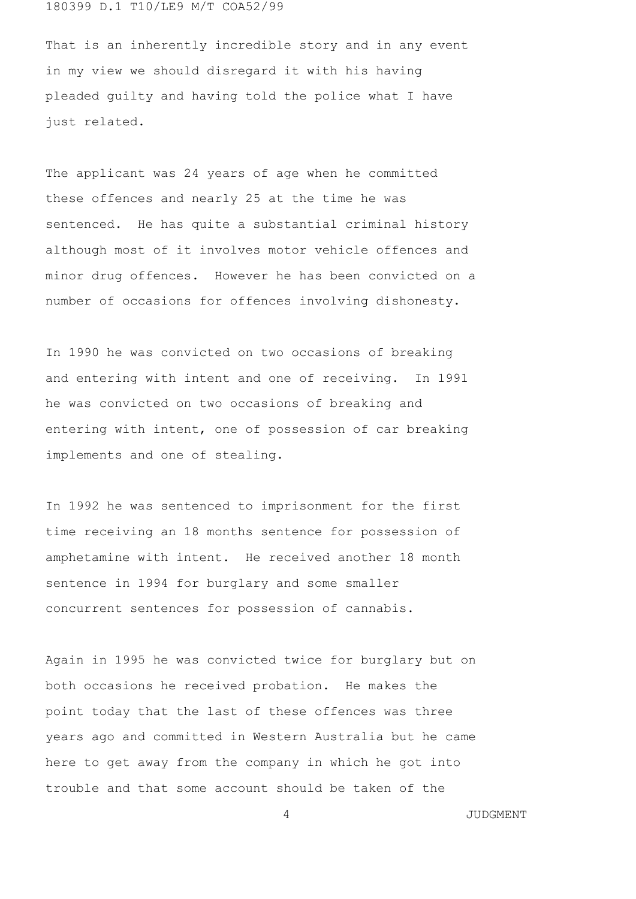That is an inherently incredible story and in any event in my view we should disregard it with his having pleaded guilty and having told the police what I have just related.

The applicant was 24 years of age when he committed these offences and nearly 25 at the time he was sentenced. He has quite a substantial criminal history although most of it involves motor vehicle offences and minor drug offences. However he has been convicted on a number of occasions for offences involving dishonesty.

In 1990 he was convicted on two occasions of breaking and entering with intent and one of receiving. In 1991 he was convicted on two occasions of breaking and entering with intent, one of possession of car breaking implements and one of stealing.

In 1992 he was sentenced to imprisonment for the first time receiving an 18 months sentence for possession of amphetamine with intent. He received another 18 month sentence in 1994 for burglary and some smaller concurrent sentences for possession of cannabis.

Again in 1995 he was convicted twice for burglary but on both occasions he received probation. He makes the point today that the last of these offences was three years ago and committed in Western Australia but he came here to get away from the company in which he got into trouble and that some account should be taken of the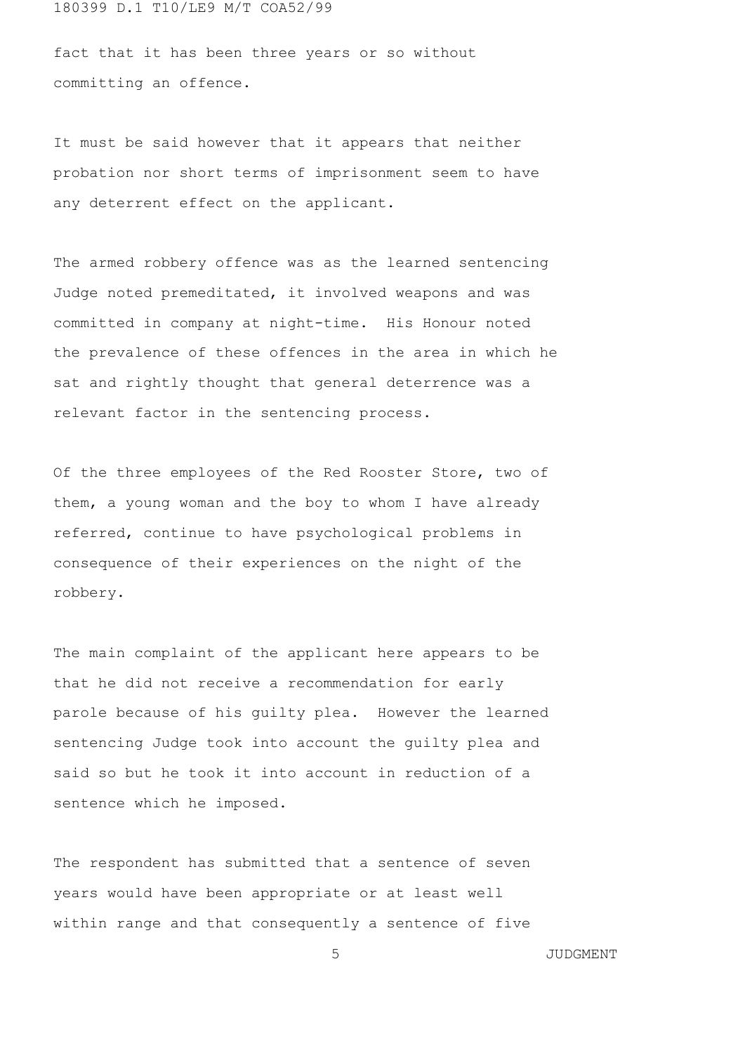fact that it has been three years or so without committing an offence.

It must be said however that it appears that neither probation nor short terms of imprisonment seem to have any deterrent effect on the applicant.

The armed robbery offence was as the learned sentencing Judge noted premeditated, it involved weapons and was committed in company at night-time. His Honour noted the prevalence of these offences in the area in which he sat and rightly thought that general deterrence was a relevant factor in the sentencing process.

Of the three employees of the Red Rooster Store, two of them, a young woman and the boy to whom I have already referred, continue to have psychological problems in consequence of their experiences on the night of the robbery.

The main complaint of the applicant here appears to be that he did not receive a recommendation for early parole because of his guilty plea. However the learned sentencing Judge took into account the guilty plea and said so but he took it into account in reduction of a sentence which he imposed.

The respondent has submitted that a sentence of seven years would have been appropriate or at least well within range and that consequently a sentence of five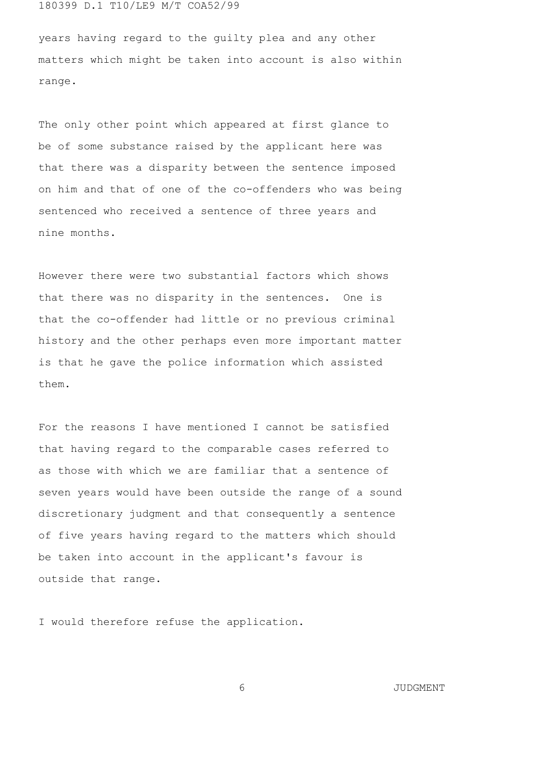years having regard to the guilty plea and any other matters which might be taken into account is also within range.

The only other point which appeared at first glance to be of some substance raised by the applicant here was that there was a disparity between the sentence imposed on him and that of one of the co-offenders who was being sentenced who received a sentence of three years and nine months.

However there were two substantial factors which shows that there was no disparity in the sentences. One is that the co-offender had little or no previous criminal history and the other perhaps even more important matter is that he gave the police information which assisted them.

For the reasons I have mentioned I cannot be satisfied that having regard to the comparable cases referred to as those with which we are familiar that a sentence of seven years would have been outside the range of a sound discretionary judgment and that consequently a sentence of five years having regard to the matters which should be taken into account in the applicant's favour is outside that range.

I would therefore refuse the application.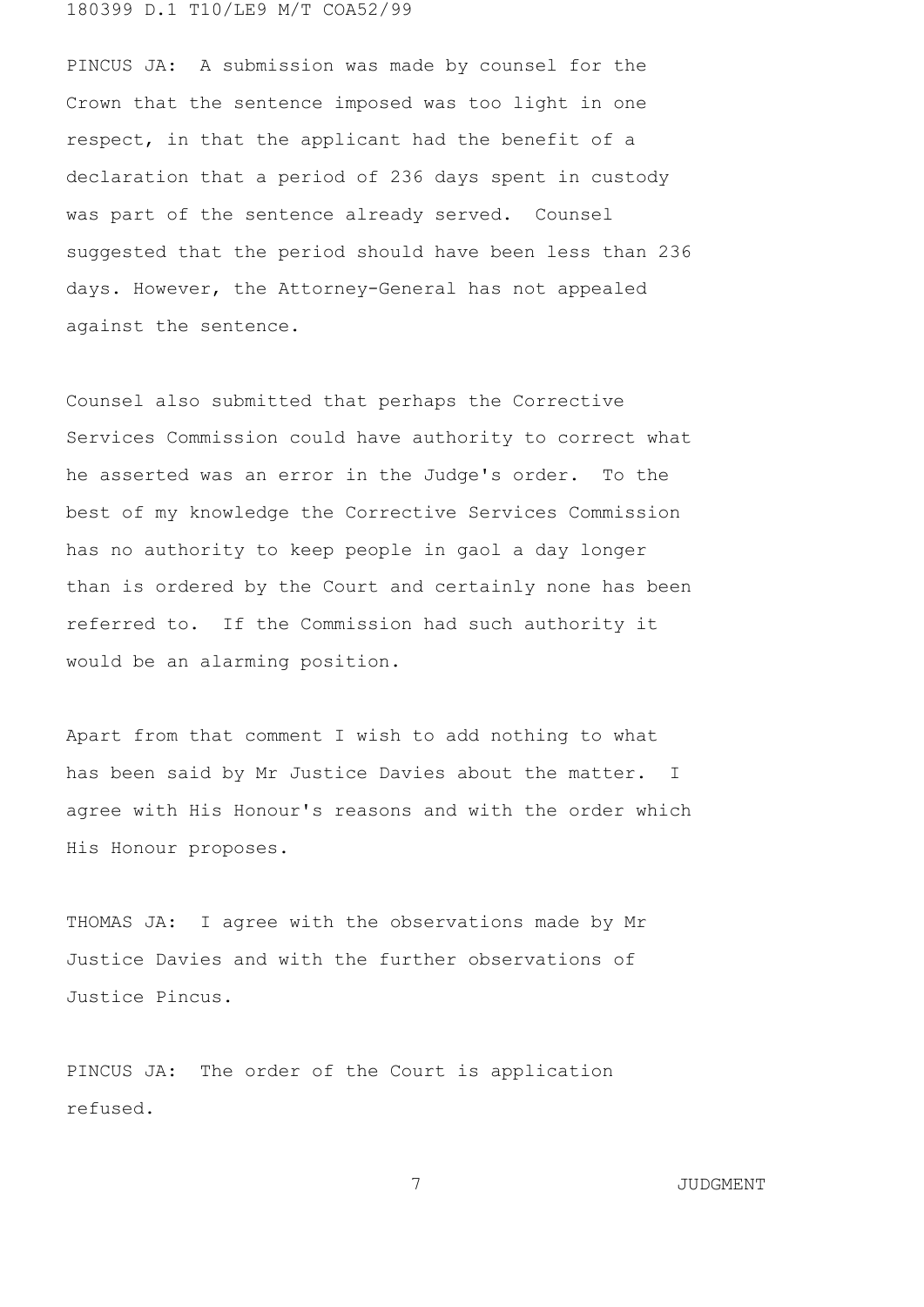PINCUS JA: A submission was made by counsel for the Crown that the sentence imposed was too light in one respect, in that the applicant had the benefit of a declaration that a period of 236 days spent in custody was part of the sentence already served. Counsel suggested that the period should have been less than 236 days. However, the Attorney-General has not appealed against the sentence.

Counsel also submitted that perhaps the Corrective Services Commission could have authority to correct what he asserted was an error in the Judge's order. To the best of my knowledge the Corrective Services Commission has no authority to keep people in gaol a day longer than is ordered by the Court and certainly none has been referred to. If the Commission had such authority it would be an alarming position.

Apart from that comment I wish to add nothing to what has been said by Mr Justice Davies about the matter. I agree with His Honour's reasons and with the order which His Honour proposes.

THOMAS JA: I agree with the observations made by Mr Justice Davies and with the further observations of Justice Pincus.

PINCUS JA: The order of the Court is application refused.